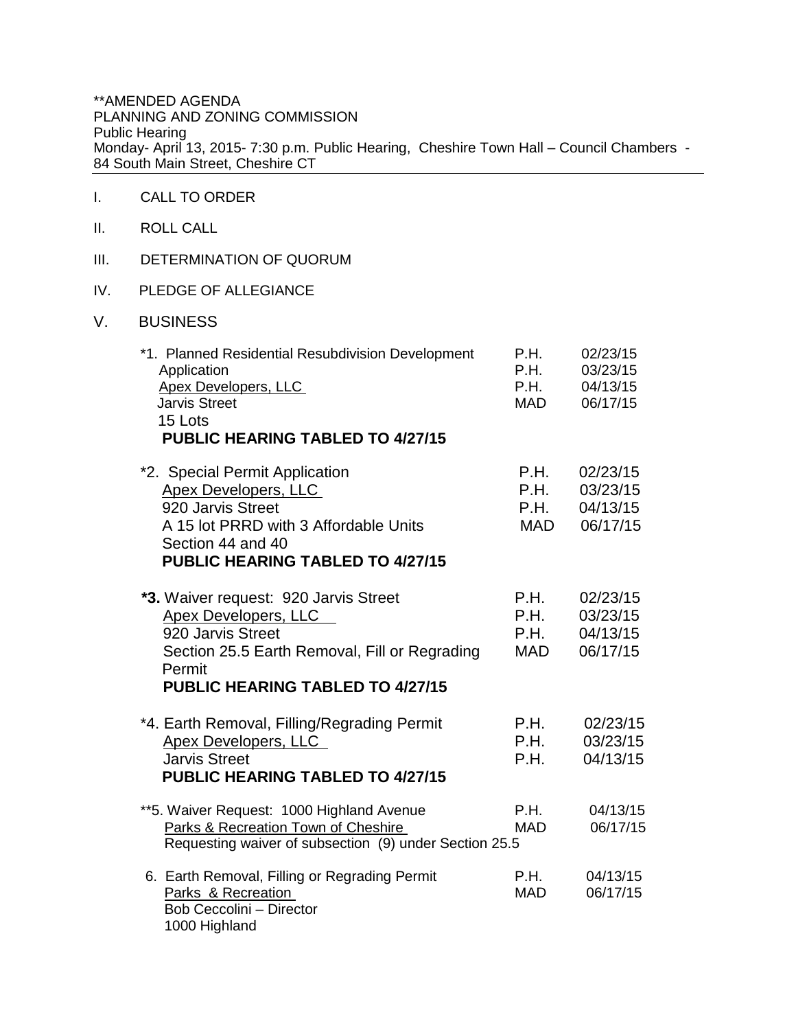**AMENDED AGENDA
PLANNING AND ZONING COMMISSION
Public Hearing
Monday- April 13, 2015- 7:30 p.m. Public Hearing, Cheshire Town Hall – Council Chambers - 84 South Main Street, Cheshire CT

---

I. CALL TO ORDER

II. ROLL CALL

III. DETERMINATION OF QUORUM

IV. PLEDGE OF ALLEGIANCE

V. BUSINESS

| | | |
|---|---|---|
| *1. Planned Residential Resubdivision Development Application<br><u>Apex Developers, LLC</u><br>Jarvis Street<br>15 Lots<br>**PUBLIC HEARING TABLED TO 4/27/15** | P.H.<br>P.H.<br>P.H.<br>MAD | 02/23/15<br>03/23/15<br>04/13/15<br>06/17/15 |
| *2. Special Permit Application<br><u>Apex Developers, LLC</u><br>920 Jarvis Street<br>A 15 lot PRRD with 3 Affordable Units<br>Section 44 and 40<br>**PUBLIC HEARING TABLED TO 4/27/15** | P.H.<br>P.H.<br>P.H.<br>MAD | 02/23/15<br>03/23/15<br>04/13/15<br>06/17/15 |
| ***3.** Waiver request: 920 Jarvis Street<br><u>Apex Developers, LLC</u><br>920 Jarvis Street<br>Section 25.5 Earth Removal, Fill or Regrading Permit<br>**PUBLIC HEARING TABLED TO 4/27/15** | P.H.<br>P.H.<br>P.H.<br>MAD | 02/23/15<br>03/23/15<br>04/13/15<br>06/17/15 |
| *4. Earth Removal, Filling/Regrading Permit<br><u>Apex Developers, LLC</u><br>Jarvis Street<br>**PUBLIC HEARING TABLED TO 4/27/15** | P.H.<br>P.H.<br>P.H. | 02/23/15<br>03/23/15<br>04/13/15 |
| **5. Waiver Request: 1000 Highland Avenue<br><u>Parks & Recreation Town of Cheshire</u><br>Requesting waiver of subsection (9) under Section 25.5 | P.H.<br>MAD | 04/13/15<br>06/17/15 |
| 6. Earth Removal, Filling or Regrading Permit<br><u>Parks & Recreation</u><br>Bob Ceccolini – Director<br>1000 Highland | P.H.<br>MAD | 04/13/15<br>06/17/15 |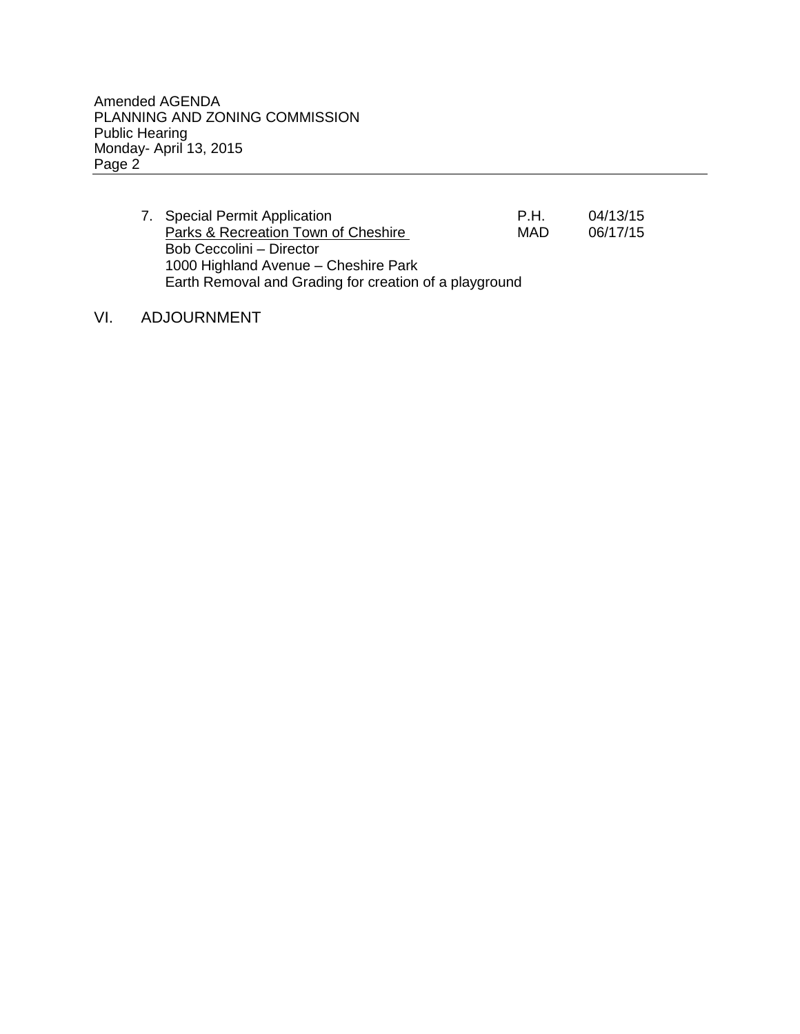7. Special Permit Application — P.H. 04/13/15
   Parks & Recreation Town of Cheshire — MAD 06/17/15
   Bob Ceccolini – Director
   1000 Highland Avenue – Cheshire Park
   Earth Removal and Grading for creation of a playground

## VI. ADJOURNMENT